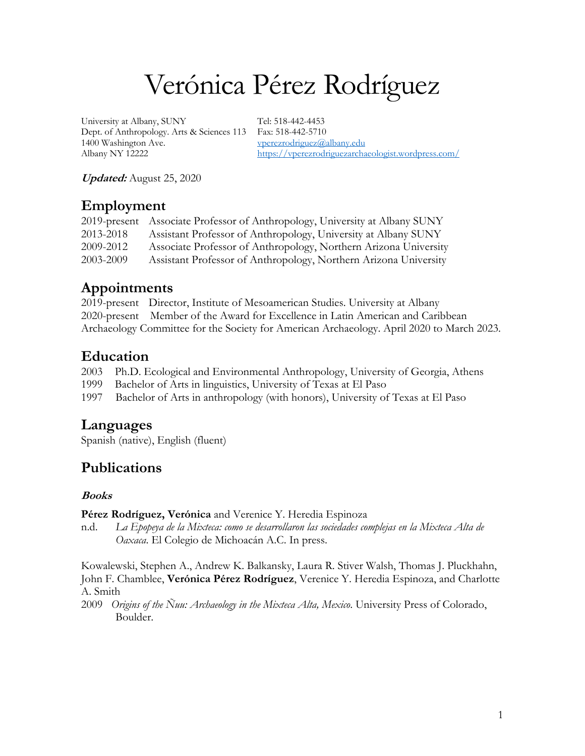# Verónica Pérez Rodríguez

University at Albany, SUNY
Dept. of Anthropology. Arts & Sciences 113
1400 Washington Ave.
Albany NY 12222

Tel: 518-442-4453
Fax: 518-442-5710
vperezrodriguez@albany.edu
https://vperezrodriguezarchaeologist.wordpress.com/

***Updated:*** August 25, 2020

## Employment

2019-present Associate Professor of Anthropology, University at Albany SUNY
2013-2018 Assistant Professor of Anthropology, University at Albany SUNY
2009-2012 Associate Professor of Anthropology, Northern Arizona University
2003-2009 Assistant Professor of Anthropology, Northern Arizona University

## Appointments

2019-present Director, Institute of Mesoamerican Studies. University at Albany
2020-present Member of the Award for Excellence in Latin American and Caribbean Archaeology Committee for the Society for American Archaeology. April 2020 to March 2023.

## Education

2003 Ph.D. Ecological and Environmental Anthropology, University of Georgia, Athens
1999 Bachelor of Arts in linguistics, University of Texas at El Paso
1997 Bachelor of Arts in anthropology (with honors), University of Texas at El Paso

## Languages

Spanish (native), English (fluent)

## Publications

### *Books*

**Pérez Rodríguez, Verónica** and Verenice Y. Heredia Espinoza
n.d. *La Epopeya de la Mixteca: como se desarrollaron las sociedades complejas en la Mixteca Alta de Oaxaca.* El Colegio de Michoacán A.C. In press.

Kowalewski, Stephen A., Andrew K. Balkansky, Laura R. Stiver Walsh, Thomas J. Pluckhahn, John F. Chamblee, **Verónica Pérez Rodríguez**, Verenice Y. Heredia Espinoza, and Charlotte A. Smith
2009 *Origins of the Ñuu: Archaeology in the Mixteca Alta, Mexico.* University Press of Colorado, Boulder.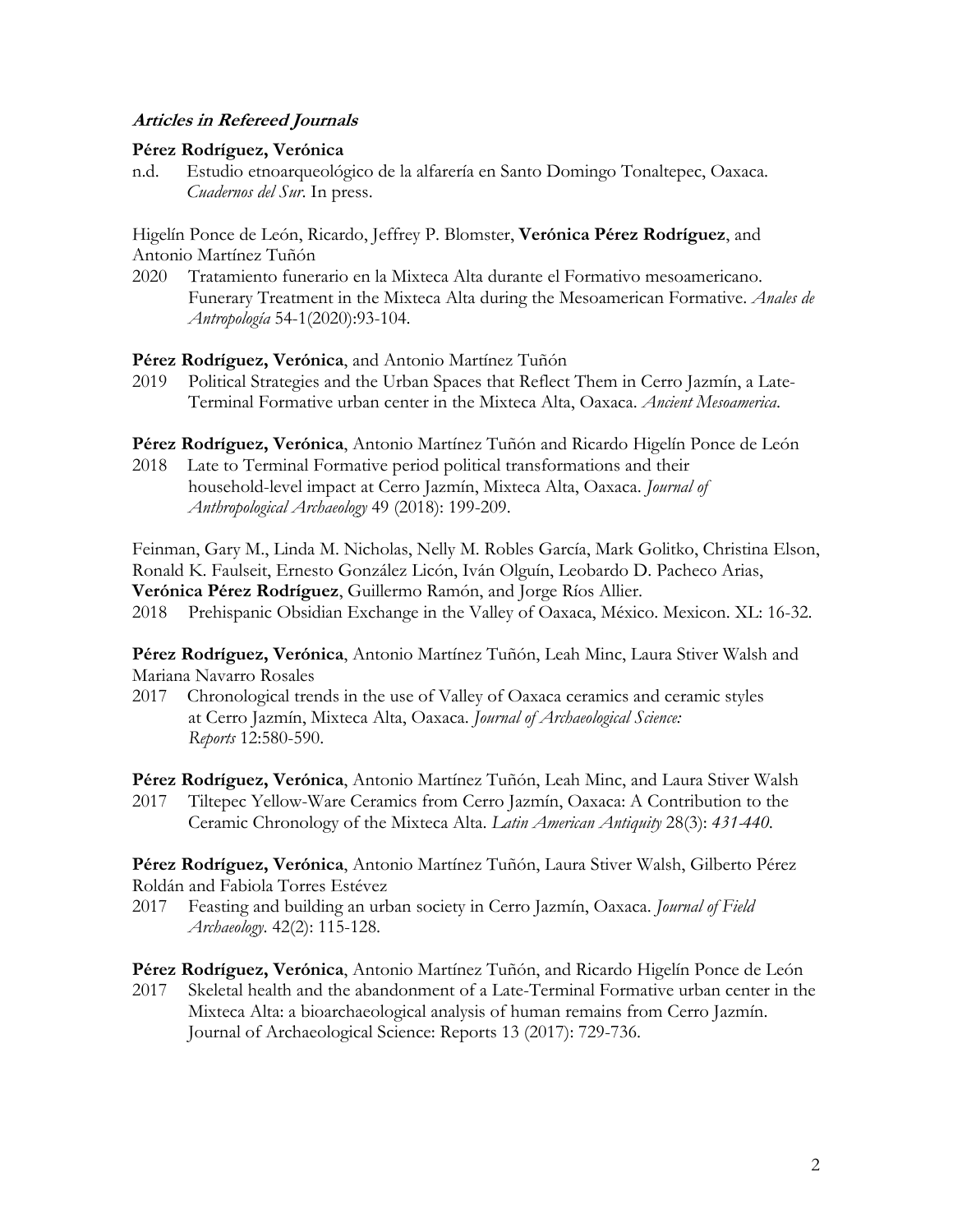***Articles in Refereed Journals***

**Pérez Rodríguez, Verónica**

n.d. Estudio etnoarqueológico de la alfarería en Santo Domingo Tonaltepec, Oaxaca. *Cuadernos del Sur*. In press.

Higelín Ponce de León, Ricardo, Jeffrey P. Blomster, **Verónica Pérez Rodríguez**, and Antonio Martínez Tuñón

2020 Tratamiento funerario en la Mixteca Alta durante el Formativo mesoamericano. Funerary Treatment in the Mixteca Alta during the Mesoamerican Formative. *Anales de Antropología* 54-1(2020):93-104.

**Pérez Rodríguez, Verónica**, and Antonio Martínez Tuñón

2019 Political Strategies and the Urban Spaces that Reflect Them in Cerro Jazmín, a Late-Terminal Formative urban center in the Mixteca Alta, Oaxaca. *Ancient Mesoamerica*.

**Pérez Rodríguez, Verónica**, Antonio Martínez Tuñón and Ricardo Higelín Ponce de León

2018 Late to Terminal Formative period political transformations and their household-level impact at Cerro Jazmín, Mixteca Alta, Oaxaca. *Journal of Anthropological Archaeology* 49 (2018): 199-209.

Feinman, Gary M., Linda M. Nicholas, Nelly M. Robles García, Mark Golitko, Christina Elson, Ronald K. Faulseit, Ernesto González Licón, Iván Olguín, Leobardo D. Pacheco Arias, **Verónica Pérez Rodríguez**, Guillermo Ramón, and Jorge Ríos Allier.

2018 Prehispanic Obsidian Exchange in the Valley of Oaxaca, México. Mexicon. XL: 16-32.

**Pérez Rodríguez, Verónica**, Antonio Martínez Tuñón, Leah Minc, Laura Stiver Walsh and Mariana Navarro Rosales

2017 Chronological trends in the use of Valley of Oaxaca ceramics and ceramic styles at Cerro Jazmín, Mixteca Alta, Oaxaca. *Journal of Archaeological Science: Reports* 12:580-590.

**Pérez Rodríguez, Verónica**, Antonio Martínez Tuñón, Leah Minc, and Laura Stiver Walsh

2017 Tiltepec Yellow-Ware Ceramics from Cerro Jazmín, Oaxaca: A Contribution to the Ceramic Chronology of the Mixteca Alta. *Latin American Antiquity* 28(3): *431-440*.

**Pérez Rodríguez, Verónica**, Antonio Martínez Tuñón, Laura Stiver Walsh, Gilberto Pérez Roldán and Fabiola Torres Estévez

2017 Feasting and building an urban society in Cerro Jazmín, Oaxaca. *Journal of Field Archaeology*. 42(2): 115-128.

**Pérez Rodríguez, Verónica**, Antonio Martínez Tuñón, and Ricardo Higelín Ponce de León

2017 Skeletal health and the abandonment of a Late-Terminal Formative urban center in the Mixteca Alta: a bioarchaeological analysis of human remains from Cerro Jazmín. Journal of Archaeological Science: Reports 13 (2017): 729-736.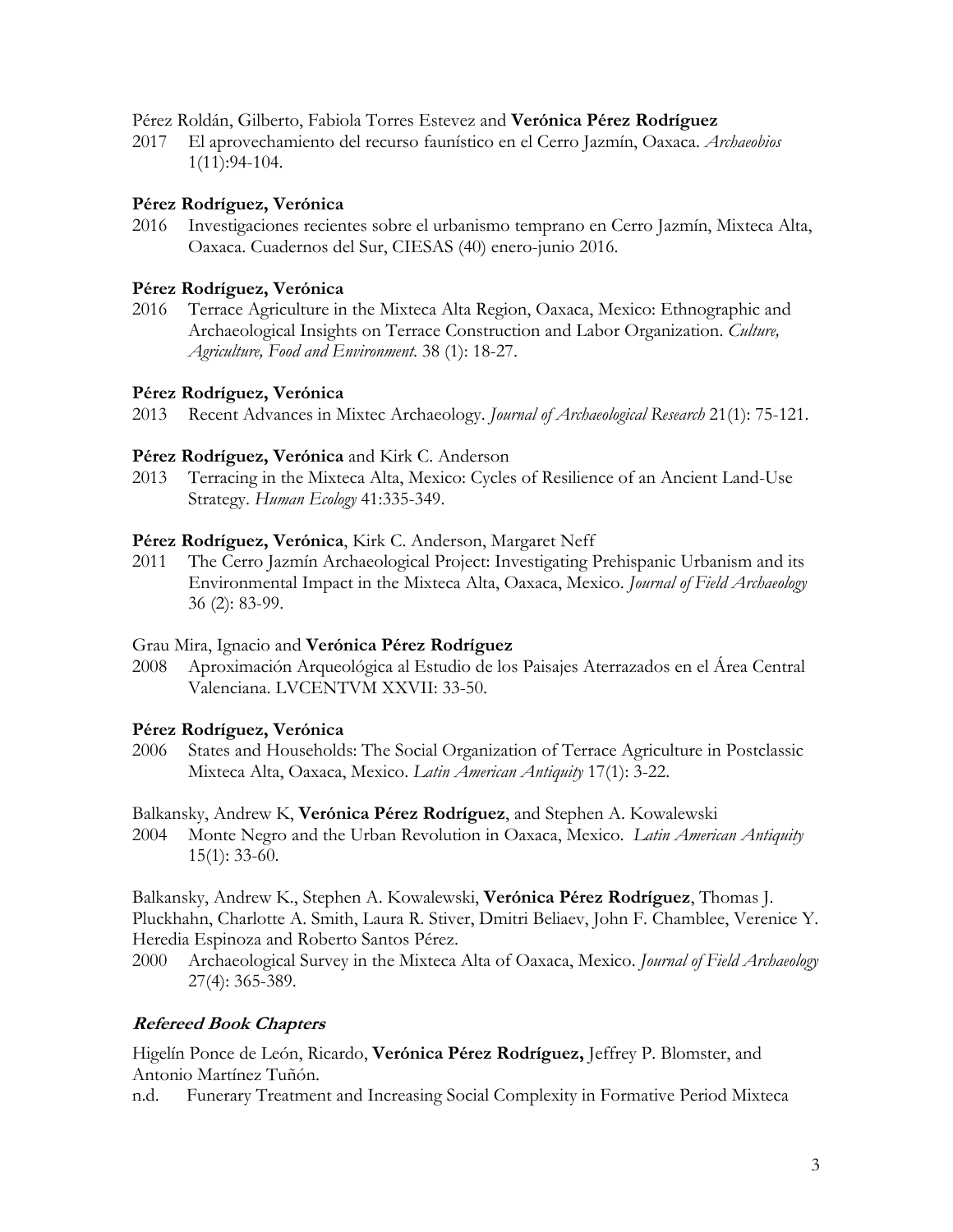Pérez Roldán, Gilberto, Fabiola Torres Estevez and **Verónica Pérez Rodríguez**

2017 El aprovechamiento del recurso faunístico en el Cerro Jazmín, Oaxaca. *Archaeobios* 1(11):94-104.

**Pérez Rodríguez, Verónica**

2016 Investigaciones recientes sobre el urbanismo temprano en Cerro Jazmín, Mixteca Alta, Oaxaca. Cuadernos del Sur, CIESAS (40) enero-junio 2016.

**Pérez Rodríguez, Verónica**

2016 Terrace Agriculture in the Mixteca Alta Region, Oaxaca, Mexico: Ethnographic and Archaeological Insights on Terrace Construction and Labor Organization. *Culture, Agriculture, Food and Environment.* 38 (1): 18-27.

**Pérez Rodríguez, Verónica**

2013 Recent Advances in Mixtec Archaeology. *Journal of Archaeological Research* 21(1): 75-121.

**Pérez Rodríguez, Verónica** and Kirk C. Anderson

2013 Terracing in the Mixteca Alta, Mexico: Cycles of Resilience of an Ancient Land-Use Strategy. *Human Ecology* 41:335-349.

**Pérez Rodríguez, Verónica**, Kirk C. Anderson, Margaret Neff

2011 The Cerro Jazmín Archaeological Project: Investigating Prehispanic Urbanism and its Environmental Impact in the Mixteca Alta, Oaxaca, Mexico. *Journal of Field Archaeology* 36 (2): 83-99.

Grau Mira, Ignacio and **Verónica Pérez Rodríguez**

2008 Aproximación Arqueológica al Estudio de los Paisajes Aterrazados en el Área Central Valenciana. LVCENTVM XXVII: 33-50.

**Pérez Rodríguez, Verónica**

2006 States and Households: The Social Organization of Terrace Agriculture in Postclassic Mixteca Alta, Oaxaca, Mexico. *Latin American Antiquity* 17(1): 3-22.

Balkansky, Andrew K, **Verónica Pérez Rodríguez**, and Stephen A. Kowalewski

2004 Monte Negro and the Urban Revolution in Oaxaca, Mexico. *Latin American Antiquity* 15(1): 33-60.

Balkansky, Andrew K., Stephen A. Kowalewski, **Verónica Pérez Rodríguez**, Thomas J. Pluckhahn, Charlotte A. Smith, Laura R. Stiver, Dmitri Beliaev, John F. Chamblee, Verenice Y. Heredia Espinoza and Roberto Santos Pérez.

2000 Archaeological Survey in the Mixteca Alta of Oaxaca, Mexico. *Journal of Field Archaeology* 27(4): 365-389.

### ***Refereed Book Chapters***

Higelín Ponce de León, Ricardo, **Verónica Pérez Rodríguez,** Jeffrey P. Blomster, and Antonio Martínez Tuñón.

n.d. Funerary Treatment and Increasing Social Complexity in Formative Period Mixteca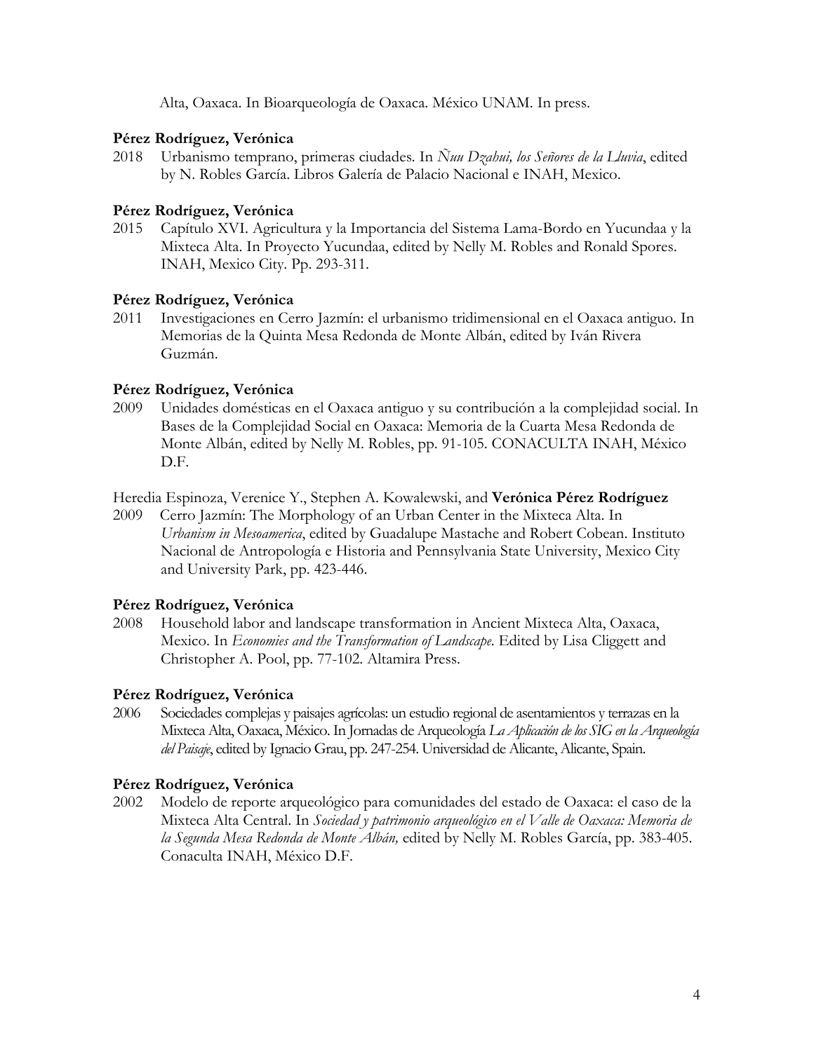Alta, Oaxaca. In Bioarqueología de Oaxaca. México UNAM. In press.

**Pérez Rodríguez, Verónica**
2018 Urbanismo temprano, primeras ciudades. In *Ñuu Dzahui, los Señores de la Lluvia*, edited by N. Robles García. Libros Galería de Palacio Nacional e INAH, Mexico.

**Pérez Rodríguez, Verónica**
2015 Capítulo XVI. Agricultura y la Importancia del Sistema Lama-Bordo en Yucundaa y la Mixteca Alta. In Proyecto Yucundaa, edited by Nelly M. Robles and Ronald Spores. INAH, Mexico City. Pp. 293-311.

**Pérez Rodríguez, Verónica**
2011 Investigaciones en Cerro Jazmín: el urbanismo tridimensional en el Oaxaca antiguo. In Memorias de la Quinta Mesa Redonda de Monte Albán, edited by Iván Rivera Guzmán.

**Pérez Rodríguez, Verónica**
2009 Unidades domésticas en el Oaxaca antiguo y su contribución a la complejidad social. In Bases de la Complejidad Social en Oaxaca: Memoria de la Cuarta Mesa Redonda de Monte Albán, edited by Nelly M. Robles, pp. 91-105. CONACULTA INAH, México D.F.

Heredia Espinoza, Verenice Y., Stephen A. Kowalewski, and **Verónica Pérez Rodríguez**
2009 Cerro Jazmín: The Morphology of an Urban Center in the Mixteca Alta. In *Urbanism in Mesoamerica*, edited by Guadalupe Mastache and Robert Cobean. Instituto Nacional de Antropología e Historia and Pennsylvania State University, Mexico City and University Park, pp. 423-446.

**Pérez Rodríguez, Verónica**
2008 Household labor and landscape transformation in Ancient Mixteca Alta, Oaxaca, Mexico. In *Economies and the Transformation of Landscape*. Edited by Lisa Cliggett and Christopher A. Pool, pp. 77-102. Altamira Press.

**Pérez Rodríguez, Verónica**
2006 Sociedades complejas y paisajes agrícolas: un estudio regional de asentamientos y terrazas en la Mixteca Alta, Oaxaca, México. In Jornadas de Arqueología *La Aplicación de los SIG en la Arqueología del Paisaje*, edited by Ignacio Grau, pp. 247-254. Universidad de Alicante, Alicante, Spain.

**Pérez Rodríguez, Verónica**
2002 Modelo de reporte arqueológico para comunidades del estado de Oaxaca: el caso de la Mixteca Alta Central. In *Sociedad y patrimonio arqueológico en el Valle de Oaxaca: Memoria de la Segunda Mesa Redonda de Monte Albán,* edited by Nelly M. Robles García, pp. 383-405. Conaculta INAH, México D.F.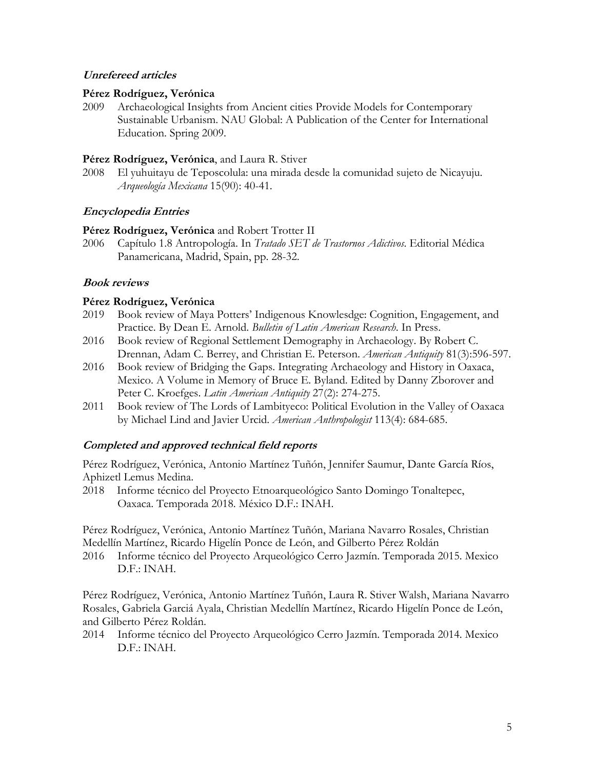### ***Unrefereed articles***

**Pérez Rodríguez, Verónica**

2009 Archaeological Insights from Ancient cities Provide Models for Contemporary Sustainable Urbanism. NAU Global: A Publication of the Center for International Education. Spring 2009.

**Pérez Rodríguez, Verónica**, and Laura R. Stiver

2008 El yuhuitayu de Teposcolula: una mirada desde la comunidad sujeto de Nicayuju. *Arqueología Mexicana* 15(90): 40-41.

### ***Encyclopedia Entries***

**Pérez Rodríguez, Verónica** and Robert Trotter II

2006 Capítulo 1.8 Antropología. In *Tratado SET de Trastornos Adictivos*. Editorial Médica Panamericana, Madrid, Spain, pp. 28-32.

### ***Book reviews***

**Pérez Rodríguez, Verónica**

2019 Book review of Maya Potters' Indigenous Knowlesdge: Cognition, Engagement, and Practice. By Dean E. Arnold. *Bulletin of Latin American Research*. In Press.

2016 Book review of Regional Settlement Demography in Archaeology. By Robert C. Drennan, Adam C. Berrey, and Christian E. Peterson. *American Antiquity* 81(3):596-597.

2016 Book review of Bridging the Gaps. Integrating Archaeology and History in Oaxaca, Mexico. A Volume in Memory of Bruce E. Byland. Edited by Danny Zborover and Peter C. Kroefges. *Latin American Antiquity* 27(2): 274-275.

2011 Book review of The Lords of Lambityeco: Political Evolution in the Valley of Oaxaca by Michael Lind and Javier Urcid. *American Anthropologist* 113(4): 684-685.

### ***Completed and approved technical field reports***

Pérez Rodríguez, Verónica, Antonio Martínez Tuñón, Jennifer Saumur, Dante García Ríos, Aphizetl Lemus Medina.

2018 Informe técnico del Proyecto Etnoarqueológico Santo Domingo Tonaltepec, Oaxaca. Temporada 2018. México D.F.: INAH.

Pérez Rodríguez, Verónica, Antonio Martínez Tuñón, Mariana Navarro Rosales, Christian Medellín Martínez, Ricardo Higelín Ponce de León, and Gilberto Pérez Roldán

2016 Informe técnico del Proyecto Arqueológico Cerro Jazmín. Temporada 2015. Mexico D.F.: INAH.

Pérez Rodríguez, Verónica, Antonio Martínez Tuñón, Laura R. Stiver Walsh, Mariana Navarro Rosales, Gabriela Garciá Ayala, Christian Medellín Martínez, Ricardo Higelín Ponce de León, and Gilberto Pérez Roldán.

2014 Informe técnico del Proyecto Arqueológico Cerro Jazmín. Temporada 2014. Mexico D.F.: INAH.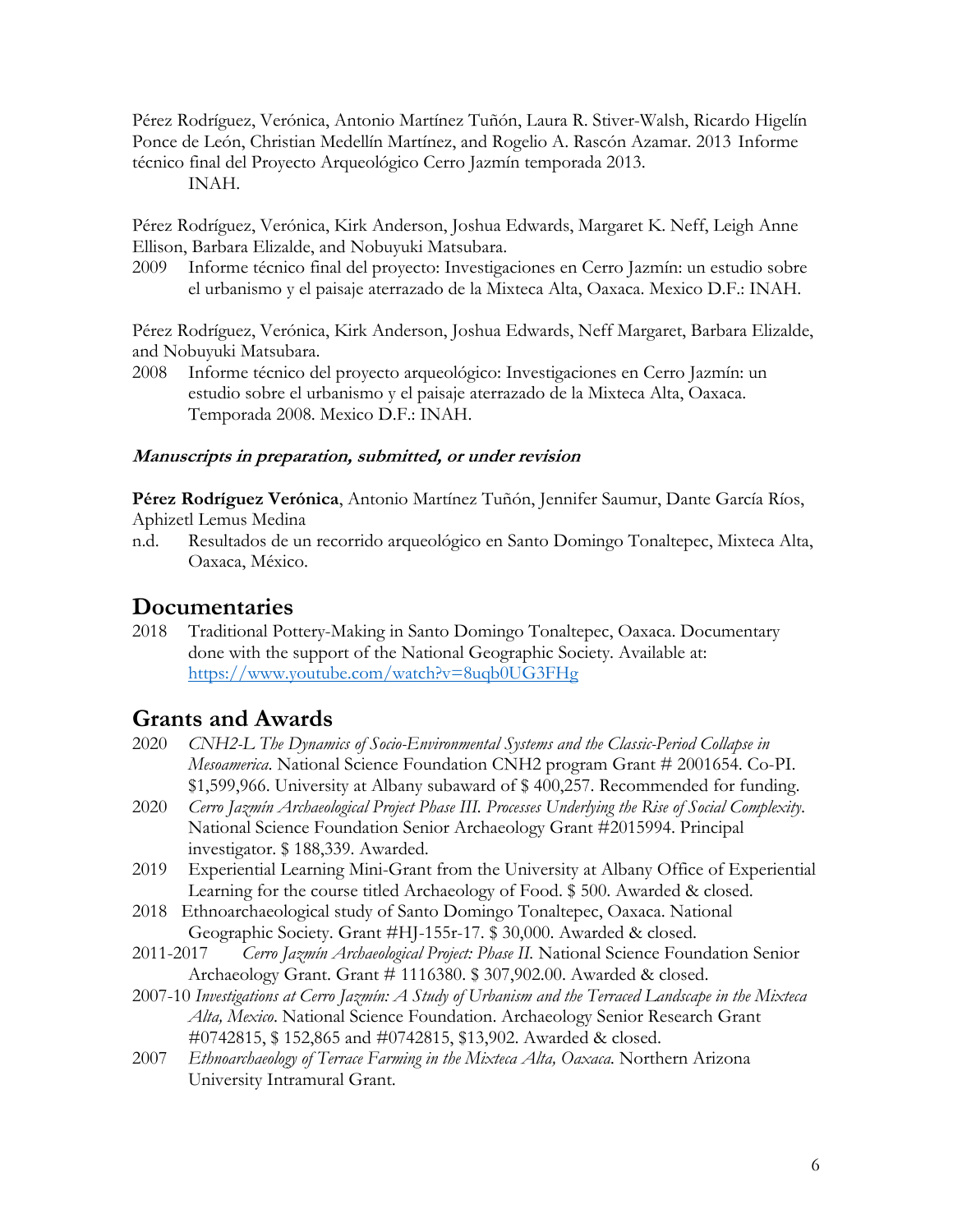Pérez Rodríguez, Verónica, Antonio Martínez Tuñón, Laura R. Stiver-Walsh, Ricardo Higelín Ponce de León, Christian Medellín Martínez, and Rogelio A. Rascón Azamar. 2013 Informe técnico final del Proyecto Arqueológico Cerro Jazmín temporada 2013.
INAH.

Pérez Rodríguez, Verónica, Kirk Anderson, Joshua Edwards, Margaret K. Neff, Leigh Anne Ellison, Barbara Elizalde, and Nobuyuki Matsubara.
2009 Informe técnico final del proyecto: Investigaciones en Cerro Jazmín: un estudio sobre el urbanismo y el paisaje aterrazado de la Mixteca Alta, Oaxaca. Mexico D.F.: INAH.

Pérez Rodríguez, Verónica, Kirk Anderson, Joshua Edwards, Neff Margaret, Barbara Elizalde, and Nobuyuki Matsubara.
2008 Informe técnico del proyecto arqueológico: Investigaciones en Cerro Jazmín: un estudio sobre el urbanismo y el paisaje aterrazado de la Mixteca Alta, Oaxaca. Temporada 2008. Mexico D.F.: INAH.

***Manuscripts in preparation, submitted, or under revision***

**Pérez Rodríguez Verónica**, Antonio Martínez Tuñón, Jennifer Saumur, Dante García Ríos, Aphizetl Lemus Medina
n.d. Resultados de un recorrido arqueológico en Santo Domingo Tonaltepec, Mixteca Alta, Oaxaca, México.

## Documentaries

2018 Traditional Pottery-Making in Santo Domingo Tonaltepec, Oaxaca. Documentary done with the support of the National Geographic Society. Available at: https://www.youtube.com/watch?v=8uqb0UG3FHg

## Grants and Awards

2020 *CNH2-L The Dynamics of Socio-Environmental Systems and the Classic-Period Collapse in Mesoamerica*. National Science Foundation CNH2 program Grant # 2001654. Co-PI. $1,599,966. University at Albany subaward of $ 400,257. Recommended for funding.

2020 *Cerro Jazmín Archaeological Project Phase III. Processes Underlying the Rise of Social Complexity*. National Science Foundation Senior Archaeology Grant #2015994. Principal investigator. $ 188,339. Awarded.

2019 Experiential Learning Mini-Grant from the University at Albany Office of Experiential Learning for the course titled Archaeology of Food. $ 500. Awarded & closed.

2018 Ethnoarchaeological study of Santo Domingo Tonaltepec, Oaxaca. National Geographic Society. Grant #HJ-155r-17. $ 30,000. Awarded & closed.

2011-2017 *Cerro Jazmín Archaeological Project: Phase II.* National Science Foundation Senior Archaeology Grant. Grant # 1116380. $ 307,902.00. Awarded & closed.

2007-10 *Investigations at Cerro Jazmín: A Study of Urbanism and the Terraced Landscape in the Mixteca Alta, Mexico*. National Science Foundation. Archaeology Senior Research Grant #0742815, $ 152,865 and #0742815, $13,902. Awarded & closed.

2007 *Ethnoarchaeology of Terrace Farming in the Mixteca Alta, Oaxaca.* Northern Arizona University Intramural Grant.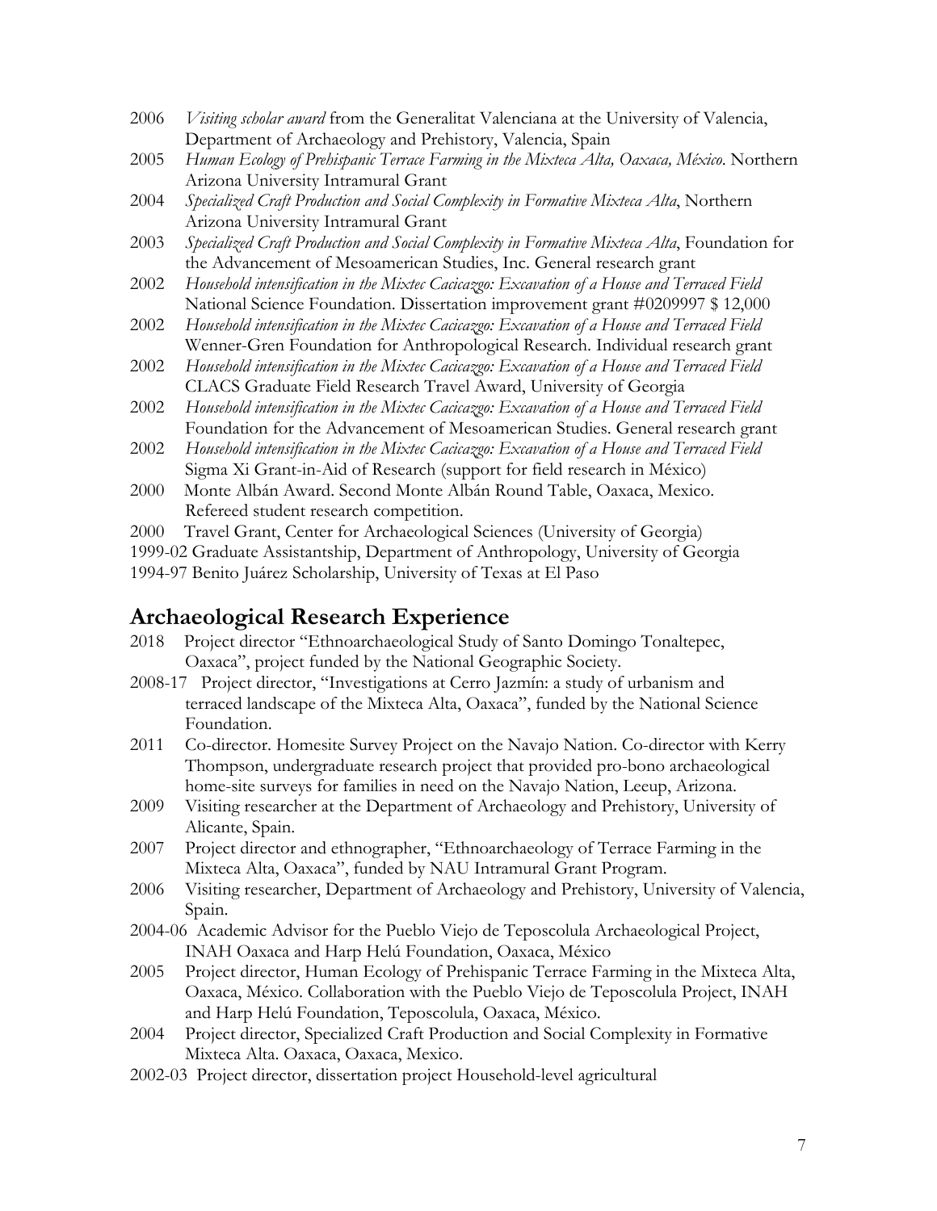2006 *Visiting scholar award* from the Generalitat Valenciana at the University of Valencia, Department of Archaeology and Prehistory, Valencia, Spain

2005 *Human Ecology of Prehispanic Terrace Farming in the Mixteca Alta, Oaxaca, México*. Northern Arizona University Intramural Grant

2004 *Specialized Craft Production and Social Complexity in Formative Mixteca Alta*, Northern Arizona University Intramural Grant

2003 *Specialized Craft Production and Social Complexity in Formative Mixteca Alta*, Foundation for the Advancement of Mesoamerican Studies, Inc. General research grant

2002 *Household intensification in the Mixtec Cacicazgo: Excavation of a House and Terraced Field* National Science Foundation. Dissertation improvement grant #0209997 $ 12,000

2002 *Household intensification in the Mixtec Cacicazgo: Excavation of a House and Terraced Field* Wenner-Gren Foundation for Anthropological Research. Individual research grant

2002 *Household intensification in the Mixtec Cacicazgo: Excavation of a House and Terraced Field* CLACS Graduate Field Research Travel Award, University of Georgia

2002 *Household intensification in the Mixtec Cacicazgo: Excavation of a House and Terraced Field* Foundation for the Advancement of Mesoamerican Studies. General research grant

2002 *Household intensification in the Mixtec Cacicazgo: Excavation of a House and Terraced Field* Sigma Xi Grant-in-Aid of Research (support for field research in México)

2000 Monte Albán Award. Second Monte Albán Round Table, Oaxaca, Mexico. Refereed student research competition.

2000 Travel Grant, Center for Archaeological Sciences (University of Georgia)

1999-02 Graduate Assistantship, Department of Anthropology, University of Georgia

1994-97 Benito Juárez Scholarship, University of Texas at El Paso

## Archaeological Research Experience

2018 Project director "Ethnoarchaeological Study of Santo Domingo Tonaltepec, Oaxaca", project funded by the National Geographic Society.

2008-17 Project director, "Investigations at Cerro Jazmín: a study of urbanism and terraced landscape of the Mixteca Alta, Oaxaca", funded by the National Science Foundation.

2011 Co-director. Homesite Survey Project on the Navajo Nation. Co-director with Kerry Thompson, undergraduate research project that provided pro-bono archaeological home-site surveys for families in need on the Navajo Nation, Leeup, Arizona.

2009 Visiting researcher at the Department of Archaeology and Prehistory, University of Alicante, Spain.

2007 Project director and ethnographer, "Ethnoarchaeology of Terrace Farming in the Mixteca Alta, Oaxaca", funded by NAU Intramural Grant Program.

2006 Visiting researcher, Department of Archaeology and Prehistory, University of Valencia, Spain.

2004-06 Academic Advisor for the Pueblo Viejo de Teposcolula Archaeological Project, INAH Oaxaca and Harp Helú Foundation, Oaxaca, México

2005 Project director, Human Ecology of Prehispanic Terrace Farming in the Mixteca Alta, Oaxaca, México. Collaboration with the Pueblo Viejo de Teposcolula Project, INAH and Harp Helú Foundation, Teposcolula, Oaxaca, México.

2004 Project director, Specialized Craft Production and Social Complexity in Formative Mixteca Alta. Oaxaca, Oaxaca, Mexico.

2002-03 Project director, dissertation project Household-level agricultural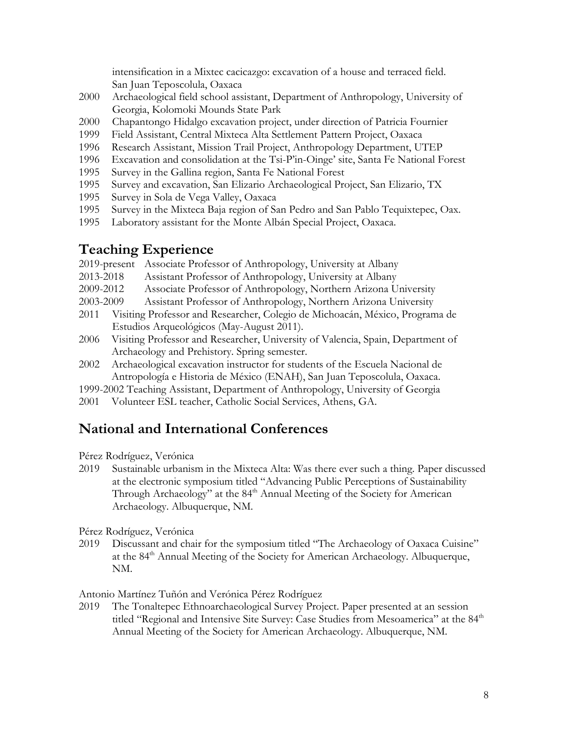intensification in a Mixtec cacicazgo: excavation of a house and terraced field. San Juan Teposcolula, Oaxaca

2000 Archaeological field school assistant, Department of Anthropology, University of Georgia, Kolomoki Mounds State Park

2000 Chapantongo Hidalgo excavation project, under direction of Patricia Fournier

1999 Field Assistant, Central Mixteca Alta Settlement Pattern Project, Oaxaca

1996 Research Assistant, Mission Trail Project, Anthropology Department, UTEP

1996 Excavation and consolidation at the Tsi-P'in-Oinge' site, Santa Fe National Forest

1995 Survey in the Gallina region, Santa Fe National Forest

1995 Survey and excavation, San Elizario Archaeological Project, San Elizario, TX

1995 Survey in Sola de Vega Valley, Oaxaca

1995 Survey in the Mixteca Baja region of San Pedro and San Pablo Tequixtepec, Oax.

1995 Laboratory assistant for the Monte Albán Special Project, Oaxaca.

# Teaching Experience

2019-present Associate Professor of Anthropology, University at Albany

2013-2018 Assistant Professor of Anthropology, University at Albany

2009-2012 Associate Professor of Anthropology, Northern Arizona University

2003-2009 Assistant Professor of Anthropology, Northern Arizona University

2011 Visiting Professor and Researcher, Colegio de Michoacán, México, Programa de Estudios Arqueológicos (May-August 2011).

2006 Visiting Professor and Researcher, University of Valencia, Spain, Department of Archaeology and Prehistory. Spring semester.

2002 Archaeological excavation instructor for students of the Escuela Nacional de Antropología e Historia de México (ENAH), San Juan Teposcolula, Oaxaca.

1999-2002 Teaching Assistant, Department of Anthropology, University of Georgia

2001 Volunteer ESL teacher, Catholic Social Services, Athens, GA.

# National and International Conferences

Pérez Rodríguez, Verónica

2019 Sustainable urbanism in the Mixteca Alta: Was there ever such a thing. Paper discussed at the electronic symposium titled "Advancing Public Perceptions of Sustainability Through Archaeology" at the 84th Annual Meeting of the Society for American Archaeology. Albuquerque, NM.

Pérez Rodríguez, Verónica

2019 Discussant and chair for the symposium titled "The Archaeology of Oaxaca Cuisine" at the 84th Annual Meeting of the Society for American Archaeology. Albuquerque, NM.

Antonio Martínez Tuñón and Verónica Pérez Rodríguez

2019 The Tonaltepec Ethnoarchaeological Survey Project. Paper presented at an session titled "Regional and Intensive Site Survey: Case Studies from Mesoamerica" at the 84th Annual Meeting of the Society for American Archaeology. Albuquerque, NM.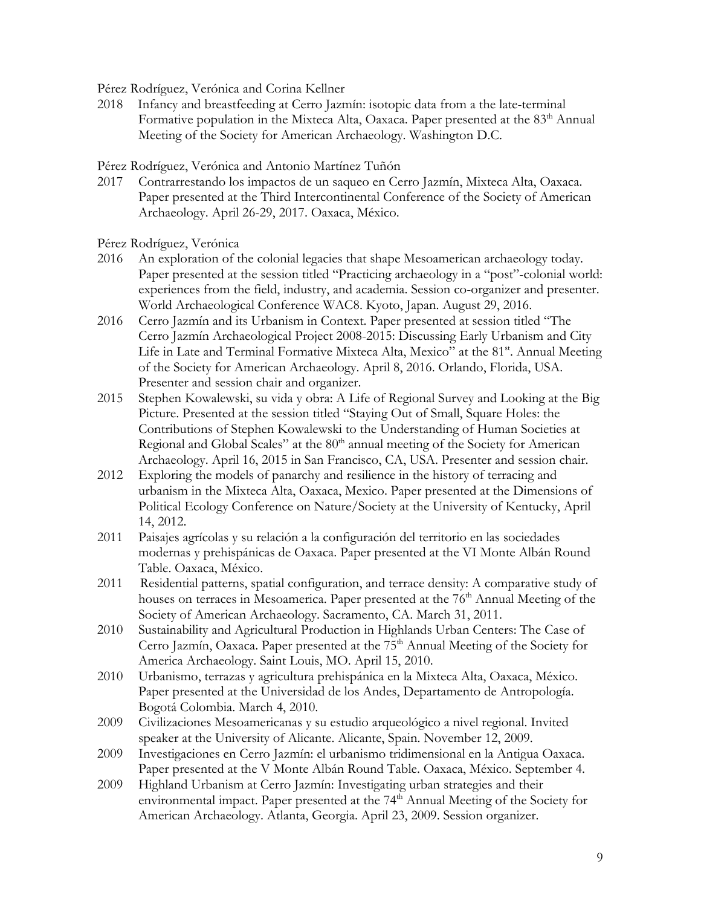Pérez Rodríguez, Verónica and Corina Kellner

2018 Infancy and breastfeeding at Cerro Jazmín: isotopic data from a the late-terminal Formative population in the Mixteca Alta, Oaxaca. Paper presented at the 83[th] Annual Meeting of the Society for American Archaeology. Washington D.C.

Pérez Rodríguez, Verónica and Antonio Martínez Tuñón

2017 Contrarrestando los impactos de un saqueo en Cerro Jazmín, Mixteca Alta, Oaxaca. Paper presented at the Third Intercontinental Conference of the Society of American Archaeology. April 26-29, 2017. Oaxaca, México.

Pérez Rodríguez, Verónica

2016 An exploration of the colonial legacies that shape Mesoamerican archaeology today. Paper presented at the session titled "Practicing archaeology in a "post"-colonial world: experiences from the field, industry, and academia. Session co-organizer and presenter. World Archaeological Conference WAC8. Kyoto, Japan. August 29, 2016.

2016 Cerro Jazmín and its Urbanism in Context. Paper presented at session titled "The Cerro Jazmín Archaeological Project 2008-2015: Discussing Early Urbanism and City Life in Late and Terminal Formative Mixteca Alta, Mexico" at the 81[st]. Annual Meeting of the Society for American Archaeology. April 8, 2016. Orlando, Florida, USA. Presenter and session chair and organizer.

2015 Stephen Kowalewski, su vida y obra: A Life of Regional Survey and Looking at the Big Picture. Presented at the session titled "Staying Out of Small, Square Holes: the Contributions of Stephen Kowalewski to the Understanding of Human Societies at Regional and Global Scales" at the 80[th] annual meeting of the Society for American Archaeology. April 16, 2015 in San Francisco, CA, USA. Presenter and session chair.

2012 Exploring the models of panarchy and resilience in the history of terracing and urbanism in the Mixteca Alta, Oaxaca, Mexico. Paper presented at the Dimensions of Political Ecology Conference on Nature/Society at the University of Kentucky, April 14, 2012.

2011 Paisajes agrícolas y su relación a la configuración del territorio en las sociedades modernas y prehispánicas de Oaxaca. Paper presented at the VI Monte Albán Round Table. Oaxaca, México.

2011 Residential patterns, spatial configuration, and terrace density: A comparative study of houses on terraces in Mesoamerica. Paper presented at the 76[th] Annual Meeting of the Society of American Archaeology. Sacramento, CA. March 31, 2011.

2010 Sustainability and Agricultural Production in Highlands Urban Centers: The Case of Cerro Jazmín, Oaxaca. Paper presented at the 75[th] Annual Meeting of the Society for America Archaeology. Saint Louis, MO. April 15, 2010.

2010 Urbanismo, terrazas y agricultura prehispánica en la Mixteca Alta, Oaxaca, México. Paper presented at the Universidad de los Andes, Departamento de Antropología. Bogotá Colombia. March 4, 2010.

2009 Civilizaciones Mesoamericanas y su estudio arqueológico a nivel regional. Invited speaker at the University of Alicante. Alicante, Spain. November 12, 2009.

2009 Investigaciones en Cerro Jazmín: el urbanismo tridimensional en la Antigua Oaxaca. Paper presented at the V Monte Albán Round Table. Oaxaca, México. September 4.

2009 Highland Urbanism at Cerro Jazmín: Investigating urban strategies and their environmental impact. Paper presented at the 74[th] Annual Meeting of the Society for American Archaeology. Atlanta, Georgia. April 23, 2009. Session organizer.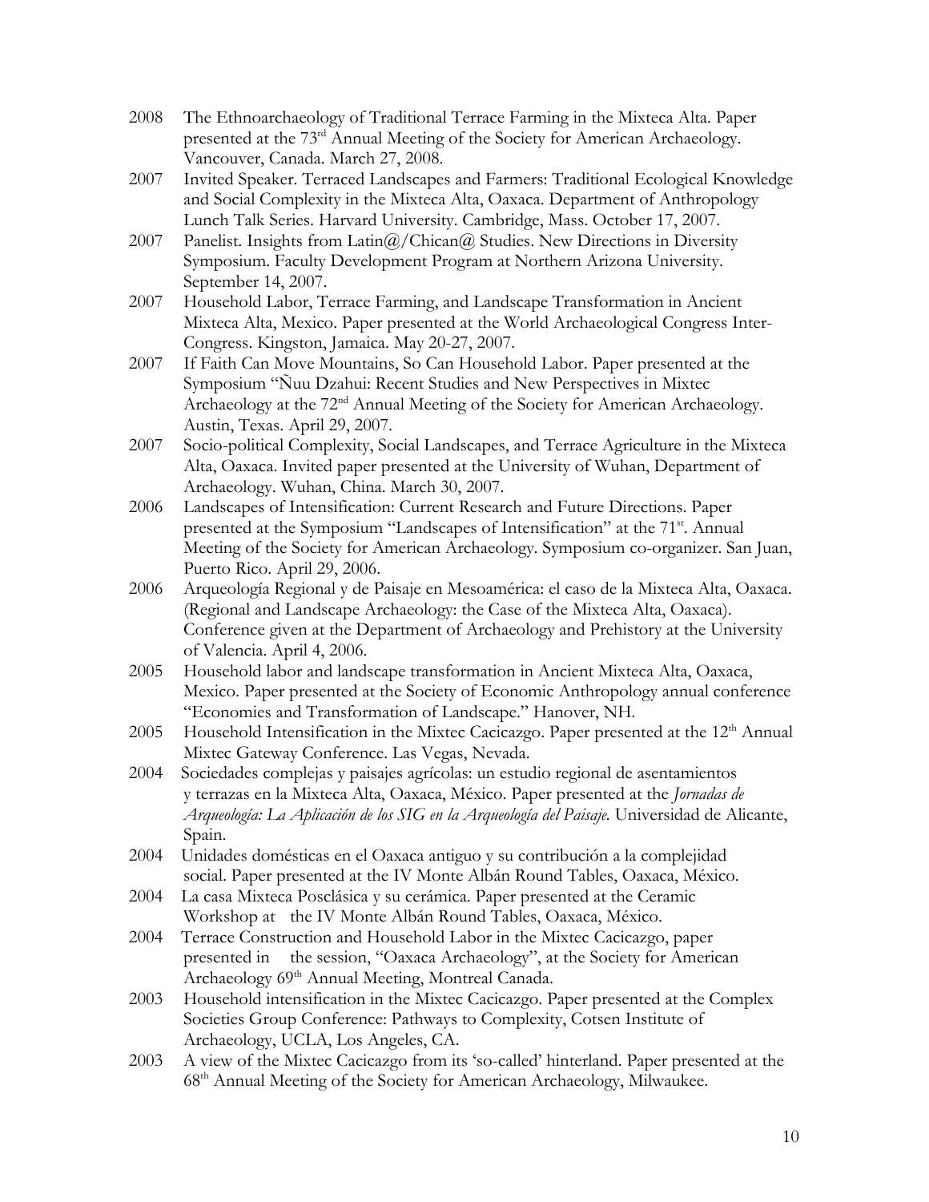2008 The Ethnoarchaeology of Traditional Terrace Farming in the Mixteca Alta. Paper presented at the 73rd Annual Meeting of the Society for American Archaeology. Vancouver, Canada. March 27, 2008.

2007 Invited Speaker. Terraced Landscapes and Farmers: Traditional Ecological Knowledge and Social Complexity in the Mixteca Alta, Oaxaca. Department of Anthropology Lunch Talk Series. Harvard University. Cambridge, Mass. October 17, 2007.

2007 Panelist. Insights from Latin@/Chican@ Studies. New Directions in Diversity Symposium. Faculty Development Program at Northern Arizona University. September 14, 2007.

2007 Household Labor, Terrace Farming, and Landscape Transformation in Ancient Mixteca Alta, Mexico. Paper presented at the World Archaeological Congress Inter-Congress. Kingston, Jamaica. May 20-27, 2007.

2007 If Faith Can Move Mountains, So Can Household Labor. Paper presented at the Symposium "Ñuu Dzahui: Recent Studies and New Perspectives in Mixtec Archaeology at the 72nd Annual Meeting of the Society for American Archaeology. Austin, Texas. April 29, 2007.

2007 Socio-political Complexity, Social Landscapes, and Terrace Agriculture in the Mixteca Alta, Oaxaca. Invited paper presented at the University of Wuhan, Department of Archaeology. Wuhan, China. March 30, 2007.

2006 Landscapes of Intensification: Current Research and Future Directions. Paper presented at the Symposium "Landscapes of Intensification" at the 71st. Annual Meeting of the Society for American Archaeology. Symposium co-organizer. San Juan, Puerto Rico. April 29, 2006.

2006 Arqueología Regional y de Paisaje en Mesoamérica: el caso de la Mixteca Alta, Oaxaca. (Regional and Landscape Archaeology: the Case of the Mixteca Alta, Oaxaca). Conference given at the Department of Archaeology and Prehistory at the University of Valencia. April 4, 2006.

2005 Household labor and landscape transformation in Ancient Mixteca Alta, Oaxaca, Mexico. Paper presented at the Society of Economic Anthropology annual conference "Economies and Transformation of Landscape." Hanover, NH.

2005 Household Intensification in the Mixtec Cacicazgo. Paper presented at the 12th Annual Mixtec Gateway Conference. Las Vegas, Nevada.

2004 Sociedades complejas y paisajes agrícolas: un estudio regional de asentamientos y terrazas en la Mixteca Alta, Oaxaca, México. Paper presented at the *Jornadas de Arqueología: La Aplicación de los SIG en la Arqueología del Paisaje.* Universidad de Alicante, Spain.

2004 Unidades domésticas en el Oaxaca antiguo y su contribución a la complejidad social. Paper presented at the IV Monte Albán Round Tables, Oaxaca, México.

2004 La casa Mixteca Posclásica y su cerámica. Paper presented at the Ceramic Workshop at the IV Monte Albán Round Tables, Oaxaca, México.

2004 Terrace Construction and Household Labor in the Mixtec Cacicazgo, paper presented in the session, "Oaxaca Archaeology", at the Society for American Archaeology 69th Annual Meeting, Montreal Canada.

2003 Household intensification in the Mixtec Cacicazgo. Paper presented at the Complex Societies Group Conference: Pathways to Complexity, Cotsen Institute of Archaeology, UCLA, Los Angeles, CA.

2003 A view of the Mixtec Cacicazgo from its 'so-called' hinterland. Paper presented at the 68th Annual Meeting of the Society for American Archaeology, Milwaukee.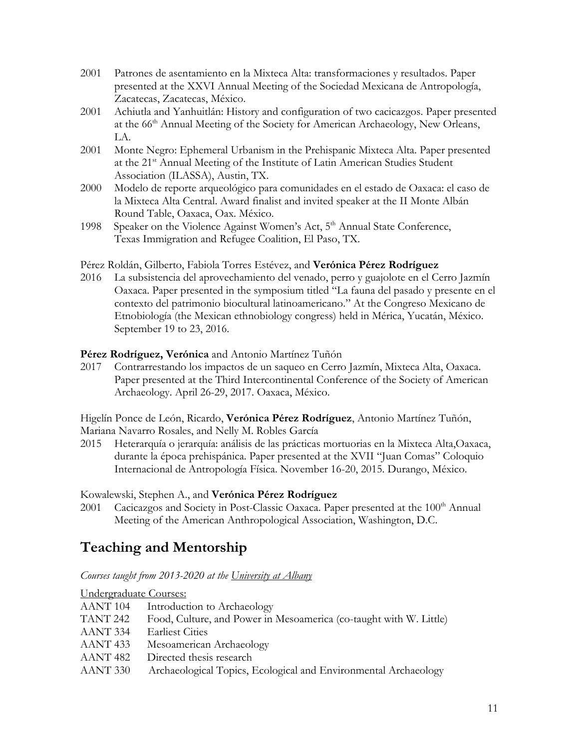2001 Patrones de asentamiento en la Mixteca Alta: transformaciones y resultados. Paper presented at the XXVI Annual Meeting of the Sociedad Mexicana de Antropología, Zacatecas, Zacatecas, México.

2001 Achiutla and Yanhuitlán: History and configuration of two cacicazgos. Paper presented at the 66th Annual Meeting of the Society for American Archaeology, New Orleans, LA.

2001 Monte Negro: Ephemeral Urbanism in the Prehispanic Mixteca Alta. Paper presented at the 21st Annual Meeting of the Institute of Latin American Studies Student Association (ILASSA), Austin, TX.

2000 Modelo de reporte arqueológico para comunidades en el estado de Oaxaca: el caso de la Mixteca Alta Central. Award finalist and invited speaker at the II Monte Albán Round Table, Oaxaca, Oax. México.

1998 Speaker on the Violence Against Women's Act, 5th Annual State Conference, Texas Immigration and Refugee Coalition, El Paso, TX.

Pérez Roldán, Gilberto, Fabiola Torres Estévez, and **Verónica Pérez Rodríguez**

2016 La subsistencia del aprovechamiento del venado, perro y guajolote en el Cerro Jazmín Oaxaca. Paper presented in the symposium titled "La fauna del pasado y presente en el contexto del patrimonio biocultural latinoamericano." At the Congreso Mexicano de Etnobiología (the Mexican ethnobiology congress) held in Mérica, Yucatán, México. September 19 to 23, 2016.

**Pérez Rodríguez, Verónica** and Antonio Martínez Tuñón

2017 Contrarrestando los impactos de un saqueo en Cerro Jazmín, Mixteca Alta, Oaxaca. Paper presented at the Third Intercontinental Conference of the Society of American Archaeology. April 26-29, 2017. Oaxaca, México.

Higelín Ponce de León, Ricardo, **Verónica Pérez Rodríguez**, Antonio Martínez Tuñón, Mariana Navarro Rosales, and Nelly M. Robles García

2015 Heterarquía o jerarquía: análisis de las prácticas mortuorias en la Mixteca Alta,Oaxaca, durante la época prehispánica. Paper presented at the XVII "Juan Comas" Coloquio Internacional de Antropología Física. November 16-20, 2015. Durango, México.

Kowalewski, Stephen A., and **Verónica Pérez Rodríguez**

2001 Cacicazgos and Society in Post-Classic Oaxaca. Paper presented at the 100th Annual Meeting of the American Anthropological Association, Washington, D.C.

## Teaching and Mentorship

*Courses taught from 2013-2020 at the University at Albany*

Undergraduate Courses:

AANT 104 Introduction to Archaeology
TANT 242 Food, Culture, and Power in Mesoamerica (co-taught with W. Little)
AANT 334 Earliest Cities
AANT 433 Mesoamerican Archaeology
AANT 482 Directed thesis research
AANT 330 Archaeological Topics, Ecological and Environmental Archaeology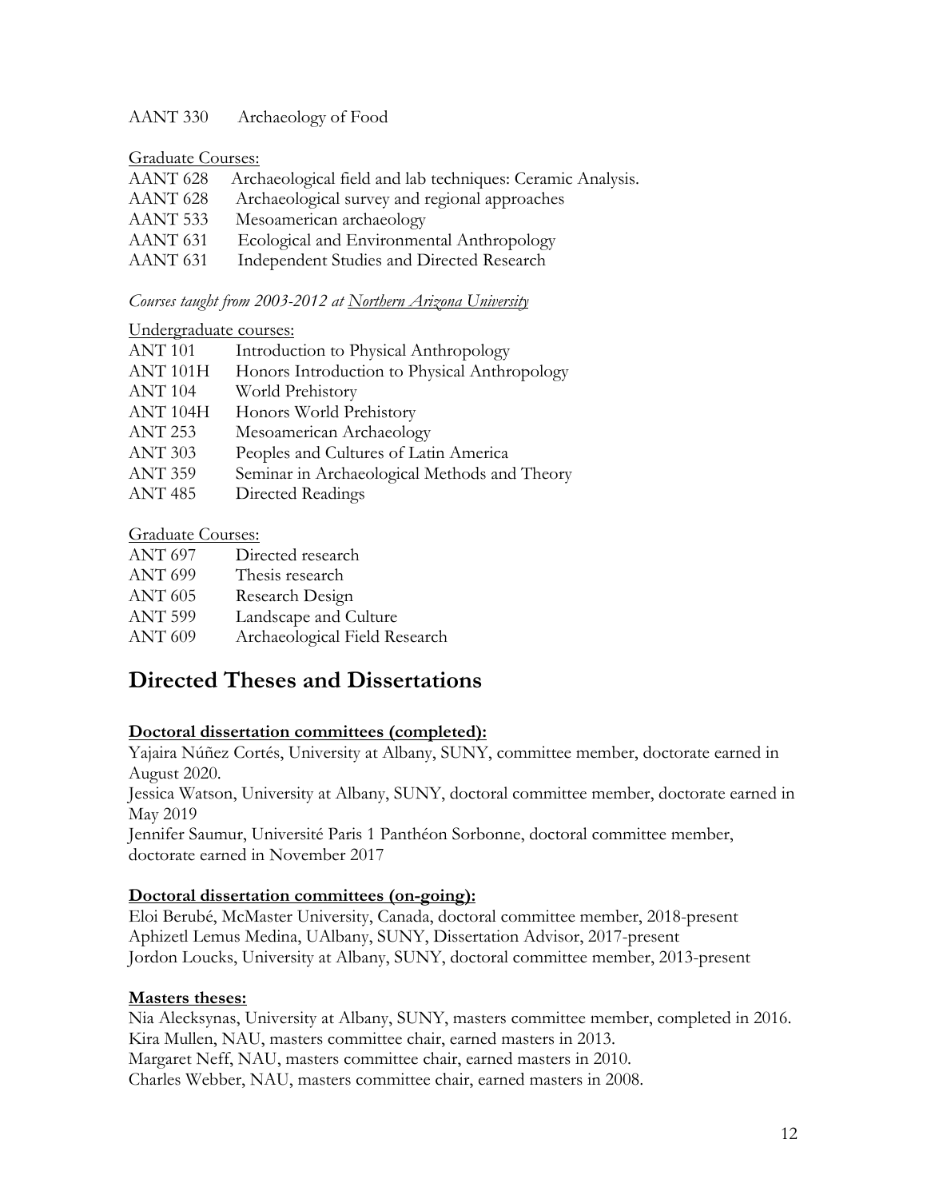AANT 330 Archaeology of Food

Graduate Courses:

AANT 628 Archaeological field and lab techniques: Ceramic Analysis.
AANT 628 Archaeological survey and regional approaches
AANT 533 Mesoamerican archaeology
AANT 631 Ecological and Environmental Anthropology
AANT 631 Independent Studies and Directed Research

*Courses taught from 2003-2012 at Northern Arizona University*

Undergraduate courses:

ANT 101 Introduction to Physical Anthropology
ANT 101H Honors Introduction to Physical Anthropology
ANT 104 World Prehistory
ANT 104H Honors World Prehistory
ANT 253 Mesoamerican Archaeology
ANT 303 Peoples and Cultures of Latin America
ANT 359 Seminar in Archaeological Methods and Theory
ANT 485 Directed Readings

Graduate Courses:

ANT 697 Directed research
ANT 699 Thesis research
ANT 605 Research Design
ANT 599 Landscape and Culture
ANT 609 Archaeological Field Research

## Directed Theses and Dissertations

**Doctoral dissertation committees (completed):**

Yajaira Núñez Cortés, University at Albany, SUNY, committee member, doctorate earned in August 2020.
Jessica Watson, University at Albany, SUNY, doctoral committee member, doctorate earned in May 2019
Jennifer Saumur, Université Paris 1 Panthéon Sorbonne, doctoral committee member, doctorate earned in November 2017

**Doctoral dissertation committees (on-going):**

Eloi Berubé, McMaster University, Canada, doctoral committee member, 2018-present
Aphizetl Lemus Medina, UAlbany, SUNY, Dissertation Advisor, 2017-present
Jordon Loucks, University at Albany, SUNY, doctoral committee member, 2013-present

**Masters theses:**

Nia Alecksynas, University at Albany, SUNY, masters committee member, completed in 2016.
Kira Mullen, NAU, masters committee chair, earned masters in 2013.
Margaret Neff, NAU, masters committee chair, earned masters in 2010.
Charles Webber, NAU, masters committee chair, earned masters in 2008.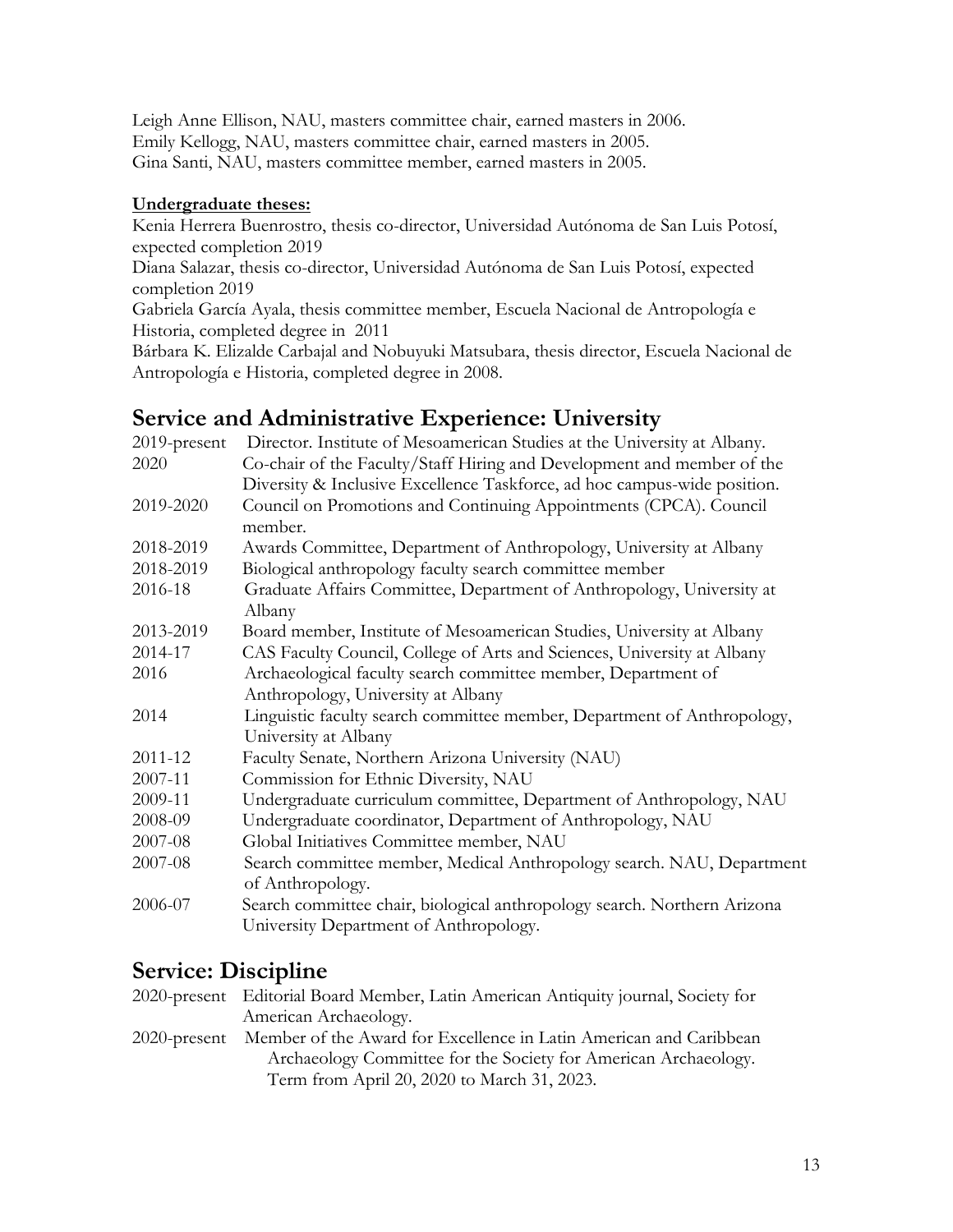Leigh Anne Ellison, NAU, masters committee chair, earned masters in 2006.
Emily Kellogg, NAU, masters committee chair, earned masters in 2005.
Gina Santi, NAU, masters committee member, earned masters in 2005.

**Undergraduate theses:**

Kenia Herrera Buenrostro, thesis co-director, Universidad Autónoma de San Luis Potosí, expected completion 2019
Diana Salazar, thesis co-director, Universidad Autónoma de San Luis Potosí, expected completion 2019
Gabriela García Ayala, thesis committee member, Escuela Nacional de Antropología e Historia, completed degree in 2011
Bárbara K. Elizalde Carbajal and Nobuyuki Matsubara, thesis director, Escuela Nacional de Antropología e Historia, completed degree in 2008.

## Service and Administrative Experience: University

| | |
|---|---|
| 2019-present | Director. Institute of Mesoamerican Studies at the University at Albany. |
| 2020 | Co-chair of the Faculty/Staff Hiring and Development and member of the Diversity & Inclusive Excellence Taskforce, ad hoc campus-wide position. |
| 2019-2020 | Council on Promotions and Continuing Appointments (CPCA). Council member. |
| 2018-2019 | Awards Committee, Department of Anthropology, University at Albany |
| 2018-2019 | Biological anthropology faculty search committee member |
| 2016-18 | Graduate Affairs Committee, Department of Anthropology, University at Albany |
| 2013-2019 | Board member, Institute of Mesoamerican Studies, University at Albany |
| 2014-17 | CAS Faculty Council, College of Arts and Sciences, University at Albany |
| 2016 | Archaeological faculty search committee member, Department of Anthropology, University at Albany |
| 2014 | Linguistic faculty search committee member, Department of Anthropology, University at Albany |
| 2011-12 | Faculty Senate, Northern Arizona University (NAU) |
| 2007-11 | Commission for Ethnic Diversity, NAU |
| 2009-11 | Undergraduate curriculum committee, Department of Anthropology, NAU |
| 2008-09 | Undergraduate coordinator, Department of Anthropology, NAU |
| 2007-08 | Global Initiatives Committee member, NAU |
| 2007-08 | Search committee member, Medical Anthropology search. NAU, Department of Anthropology. |
| 2006-07 | Search committee chair, biological anthropology search. Northern Arizona University Department of Anthropology. |

## Service: Discipline

| | |
|---|---|
| 2020-present | Editorial Board Member, Latin American Antiquity journal, Society for American Archaeology. |
| 2020-present | Member of the Award for Excellence in Latin American and Caribbean Archaeology Committee for the Society for American Archaeology. Term from April 20, 2020 to March 31, 2023. |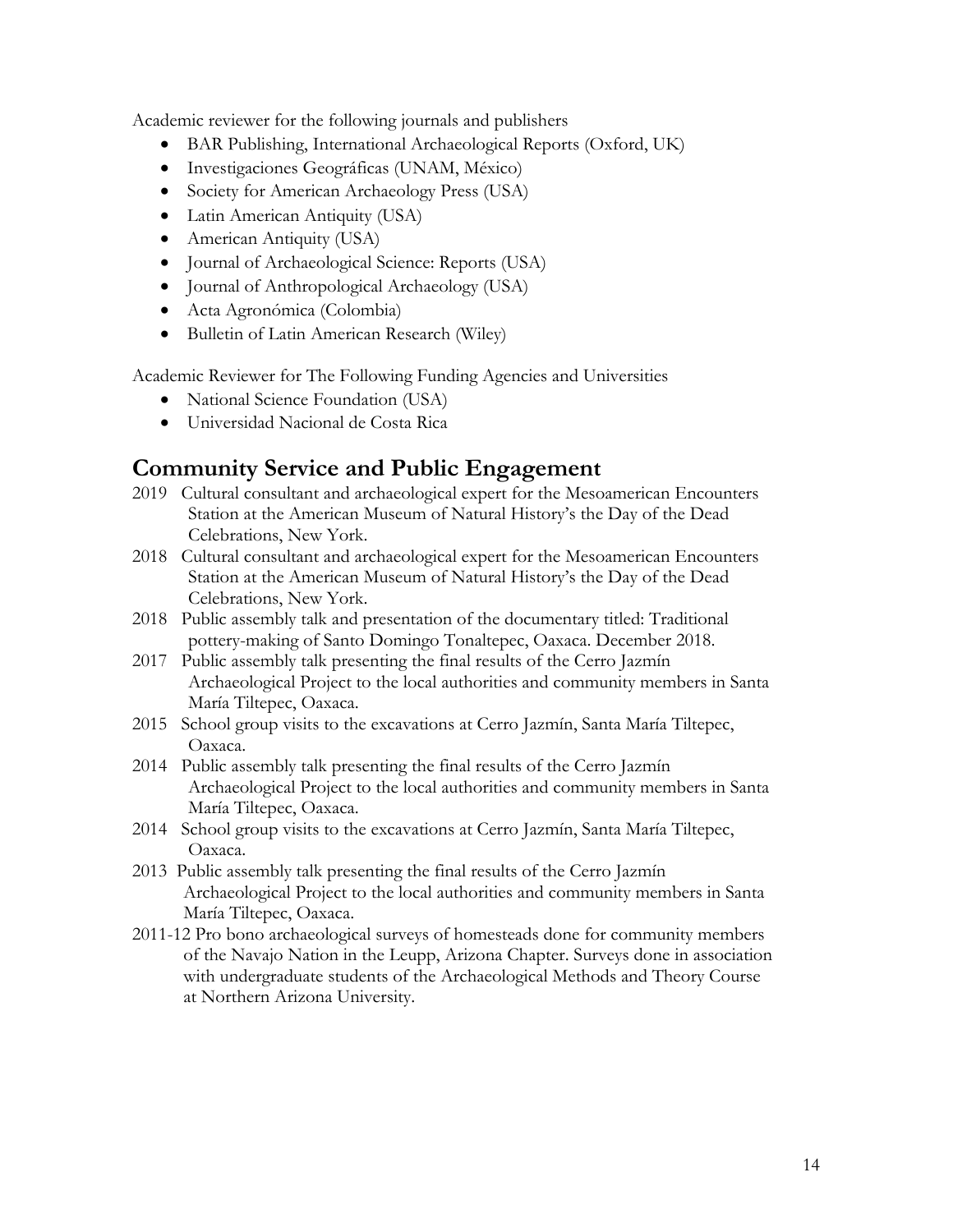Academic reviewer for the following journals and publishers

- BAR Publishing, International Archaeological Reports (Oxford, UK)
- Investigaciones Geográficas (UNAM, México)
- Society for American Archaeology Press (USA)
- Latin American Antiquity (USA)
- American Antiquity (USA)
- Journal of Archaeological Science: Reports (USA)
- Journal of Anthropological Archaeology (USA)
- Acta Agronómica (Colombia)
- Bulletin of Latin American Research (Wiley)

Academic Reviewer for The Following Funding Agencies and Universities

- National Science Foundation (USA)
- Universidad Nacional de Costa Rica

## Community Service and Public Engagement

2019 Cultural consultant and archaeological expert for the Mesoamerican Encounters Station at the American Museum of Natural History's the Day of the Dead Celebrations, New York.

2018 Cultural consultant and archaeological expert for the Mesoamerican Encounters Station at the American Museum of Natural History's the Day of the Dead Celebrations, New York.

2018 Public assembly talk and presentation of the documentary titled: Traditional pottery-making of Santo Domingo Tonaltepec, Oaxaca. December 2018.

2017 Public assembly talk presenting the final results of the Cerro Jazmín Archaeological Project to the local authorities and community members in Santa María Tiltepec, Oaxaca.

2015 School group visits to the excavations at Cerro Jazmín, Santa María Tiltepec, Oaxaca.

2014 Public assembly talk presenting the final results of the Cerro Jazmín Archaeological Project to the local authorities and community members in Santa María Tiltepec, Oaxaca.

2014 School group visits to the excavations at Cerro Jazmín, Santa María Tiltepec, Oaxaca.

2013 Public assembly talk presenting the final results of the Cerro Jazmín Archaeological Project to the local authorities and community members in Santa María Tiltepec, Oaxaca.

2011-12 Pro bono archaeological surveys of homesteads done for community members of the Navajo Nation in the Leupp, Arizona Chapter. Surveys done in association with undergraduate students of the Archaeological Methods and Theory Course at Northern Arizona University.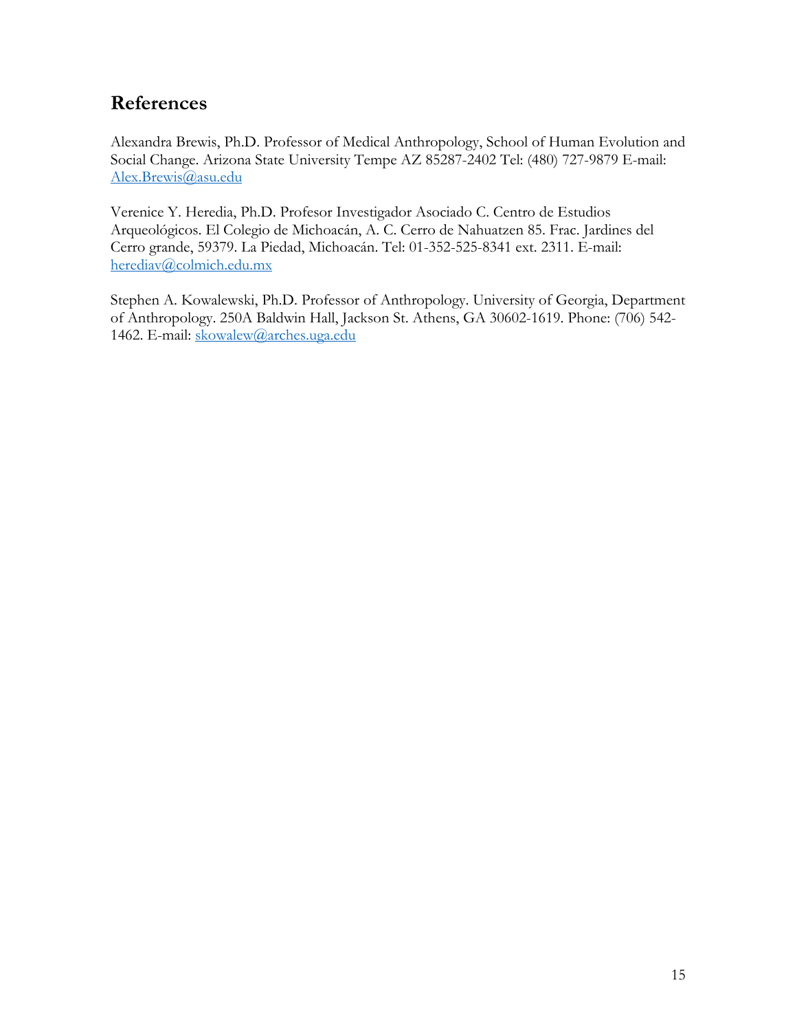## References

Alexandra Brewis, Ph.D. Professor of Medical Anthropology, School of Human Evolution and Social Change. Arizona State University Tempe AZ 85287-2402 Tel: (480) 727-9879 E-mail: Alex.Brewis@asu.edu

Verenice Y. Heredia, Ph.D. Profesor Investigador Asociado C. Centro de Estudios Arqueológicos. El Colegio de Michoacán, A. C. Cerro de Nahuatzen 85. Frac. Jardines del Cerro grande, 59379. La Piedad, Michoacán. Tel: 01-352-525-8341 ext. 2311. E-mail: herediav@colmich.edu.mx

Stephen A. Kowalewski, Ph.D. Professor of Anthropology. University of Georgia, Department of Anthropology. 250A Baldwin Hall, Jackson St. Athens, GA 30602-1619. Phone: (706) 542-1462. E-mail: skowalew@arches.uga.edu